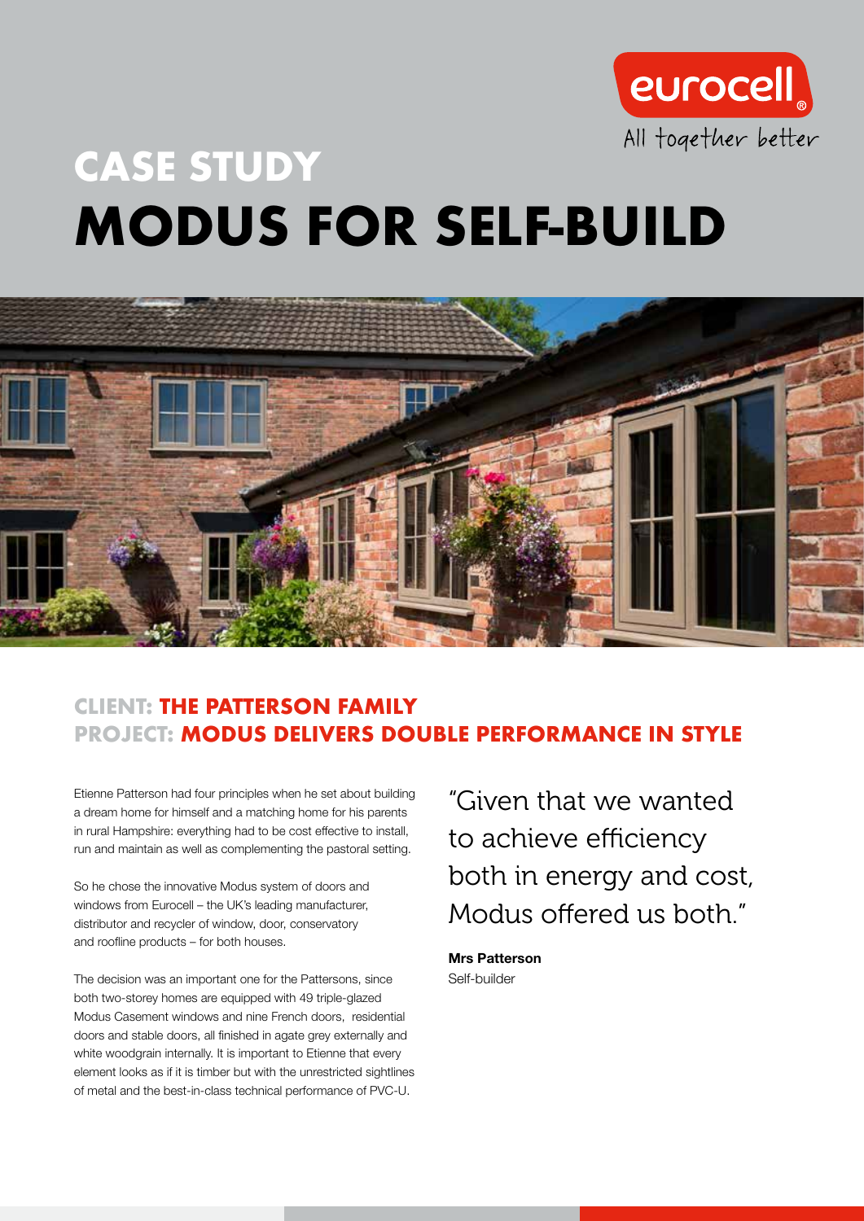eurocell

All together better

# CASE STUDY

# MODUS FOR SELF-BUILD

## CLIENT: THE PATTERSON FAMILY
## PROJECT: MODUS DELIVERS DOUBLE PERFORMANCE IN STYLE

Etienne Patterson had four principles when he set about building a dream home for himself and a matching home for his parents in rural Hampshire: everything had to be cost effective to install, run and maintain as well as complementing the pastoral setting.

So he chose the innovative Modus system of doors and windows from Eurocell – the UK's leading manufacturer, distributor and recycler of window, door, conservatory and roofline products – for both houses.

The decision was an important one for the Pattersons, since both two-storey homes are equipped with 49 triple-glazed Modus Casement windows and nine French doors, residential doors and stable doors, all finished in agate grey externally and white woodgrain internally. It is important to Etienne that every element looks as if it is timber but with the unrestricted sightlines of metal and the best-in-class technical performance of PVC-U.

"Given that we wanted to achieve efficiency both in energy and cost, Modus offered us both."

**Mrs Patterson**
Self-builder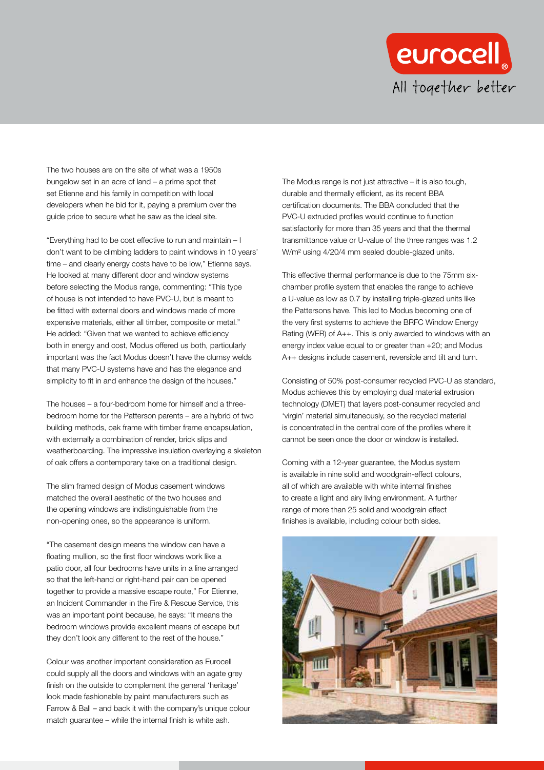The two houses are on the site of what was a 1950s bungalow set in an acre of land – a prime spot that set Etienne and his family in competition with local developers when he bid for it, paying a premium over the guide price to secure what he saw as the ideal site.

"Everything had to be cost effective to run and maintain – I don't want to be climbing ladders to paint windows in 10 years' time – and clearly energy costs have to be low," Etienne says. He looked at many different door and window systems before selecting the Modus range, commenting: "This type of house is not intended to have PVC-U, but is meant to be fitted with external doors and windows made of more expensive materials, either all timber, composite or metal." He added: "Given that we wanted to achieve efficiency both in energy and cost, Modus offered us both, particularly important was the fact Modus doesn't have the clumsy welds that many PVC-U systems have and has the elegance and simplicity to fit in and enhance the design of the houses."

The houses – a four-bedroom home for himself and a three-bedroom home for the Patterson parents – are a hybrid of two building methods, oak frame with timber frame encapsulation, with externally a combination of render, brick slips and weatherboarding. The impressive insulation overlaying a skeleton of oak offers a contemporary take on a traditional design.

The slim framed design of Modus casement windows matched the overall aesthetic of the two houses and the opening windows are indistinguishable from the non-opening ones, so the appearance is uniform.

"The casement design means the window can have a floating mullion, so the first floor windows work like a patio door, all four bedrooms have units in a line arranged so that the left-hand or right-hand pair can be opened together to provide a massive escape route," For Etienne, an Incident Commander in the Fire & Rescue Service, this was an important point because, he says: "It means the bedroom windows provide excellent means of escape but they don't look any different to the rest of the house."

Colour was another important consideration as Eurocell could supply all the doors and windows with an agate grey finish on the outside to complement the general 'heritage' look made fashionable by paint manufacturers such as Farrow & Ball – and back it with the company's unique colour match guarantee – while the internal finish is white ash.

The Modus range is not just attractive – it is also tough, durable and thermally efficient, as its recent BBA certification documents. The BBA concluded that the PVC-U extruded profiles would continue to function satisfactorily for more than 35 years and that the thermal transmittance value or U-value of the three ranges was 1.2 W/m² using 4/20/4 mm sealed double-glazed units.

This effective thermal performance is due to the 75mm six-chamber profile system that enables the range to achieve a U-value as low as 0.7 by installing triple-glazed units like the Pattersons have. This led to Modus becoming one of the very first systems to achieve the BRFC Window Energy Rating (WER) of A++. This is only awarded to windows with an energy index value equal to or greater than +20; and Modus A++ designs include casement, reversible and tilt and turn.

Consisting of 50% post-consumer recycled PVC-U as standard, Modus achieves this by employing dual material extrusion technology (DMET) that layers post-consumer recycled and 'virgin' material simultaneously, so the recycled material is concentrated in the central core of the profiles where it cannot be seen once the door or window is installed.

Coming with a 12-year guarantee, the Modus system is available in nine solid and woodgrain-effect colours, all of which are available with white internal finishes to create a light and airy living environment. A further range of more than 25 solid and woodgrain effect finishes is available, including colour both sides.